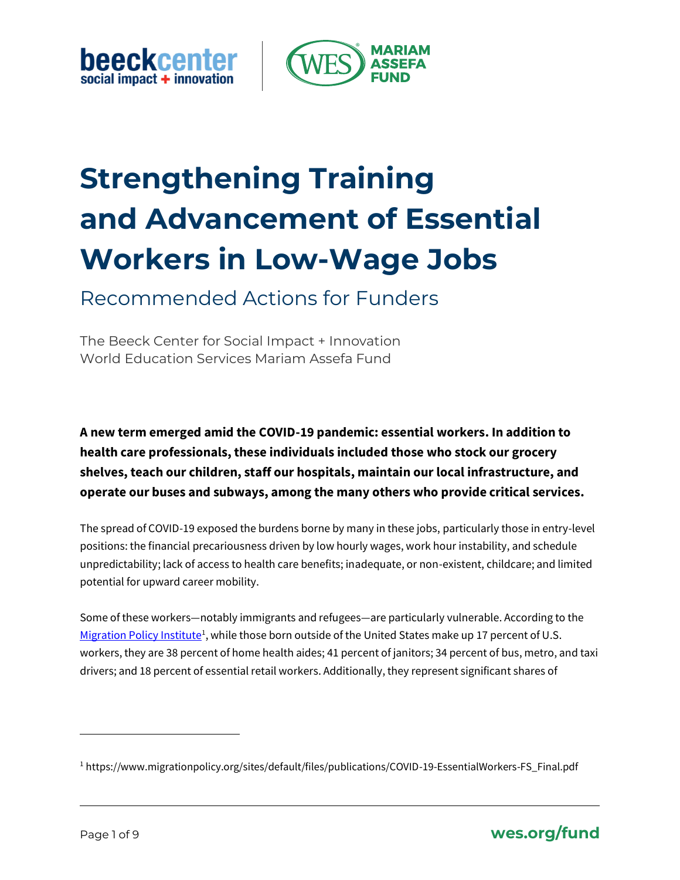beeckcenter social impact + innovation | WES MARIAM ASSEFA FUND

# Strengthening Training and Advancement of Essential Workers in Low-Wage Jobs

## Recommended Actions for Funders

The Beeck Center for Social Impact + Innovation
World Education Services Mariam Assefa Fund

**A new term emerged amid the COVID-19 pandemic: essential workers. In addition to health care professionals, these individuals included those who stock our grocery shelves, teach our children, staff our hospitals, maintain our local infrastructure, and operate our buses and subways, among the many others who provide critical services.**

The spread of COVID-19 exposed the burdens borne by many in these jobs, particularly those in entry-level positions: the financial precariousness driven by low hourly wages, work hour instability, and schedule unpredictability; lack of access to health care benefits; inadequate, or non-existent, childcare; and limited potential for upward career mobility.

Some of these workers—notably immigrants and refugees—are particularly vulnerable. According to the Migration Policy Institute[1], while those born outside of the United States make up 17 percent of U.S. workers, they are 38 percent of home health aides; 41 percent of janitors; 34 percent of bus, metro, and taxi drivers; and 18 percent of essential retail workers. Additionally, they represent significant shares of

[1] https://www.migrationpolicy.org/sites/default/files/publications/COVID-19-EssentialWorkers-FS_Final.pdf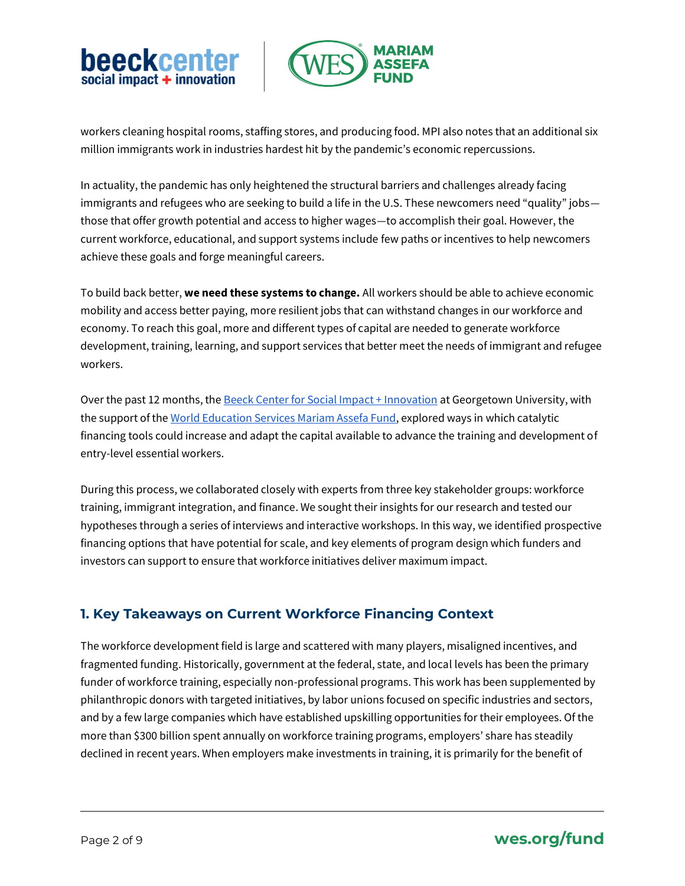workers cleaning hospital rooms, staffing stores, and producing food. MPI also notes that an additional six million immigrants work in industries hardest hit by the pandemic's economic repercussions.

In actuality, the pandemic has only heightened the structural barriers and challenges already facing immigrants and refugees who are seeking to build a life in the U.S. These newcomers need "quality" jobs—those that offer growth potential and access to higher wages—to accomplish their goal. However, the current workforce, educational, and support systems include few paths or incentives to help newcomers achieve these goals and forge meaningful careers.

To build back better, **we need these systems to change.** All workers should be able to achieve economic mobility and access better paying, more resilient jobs that can withstand changes in our workforce and economy. To reach this goal, more and different types of capital are needed to generate workforce development, training, learning, and support services that better meet the needs of immigrant and refugee workers.

Over the past 12 months, the [Beeck Center for Social Impact + Innovation] at Georgetown University, with the support of the [World Education Services Mariam Assefa Fund], explored ways in which catalytic financing tools could increase and adapt the capital available to advance the training and development of entry-level essential workers.

During this process, we collaborated closely with experts from three key stakeholder groups: workforce training, immigrant integration, and finance. We sought their insights for our research and tested our hypotheses through a series of interviews and interactive workshops. In this way, we identified prospective financing options that have potential for scale, and key elements of program design which funders and investors can support to ensure that workforce initiatives deliver maximum impact.

## 1. Key Takeaways on Current Workforce Financing Context

The workforce development field is large and scattered with many players, misaligned incentives, and fragmented funding. Historically, government at the federal, state, and local levels has been the primary funder of workforce training, especially non-professional programs. This work has been supplemented by philanthropic donors with targeted initiatives, by labor unions focused on specific industries and sectors, and by a few large companies which have established upskilling opportunities for their employees. Of the more than $300 billion spent annually on workforce training programs, employers' share has steadily declined in recent years. When employers make investments in training, it is primarily for the benefit of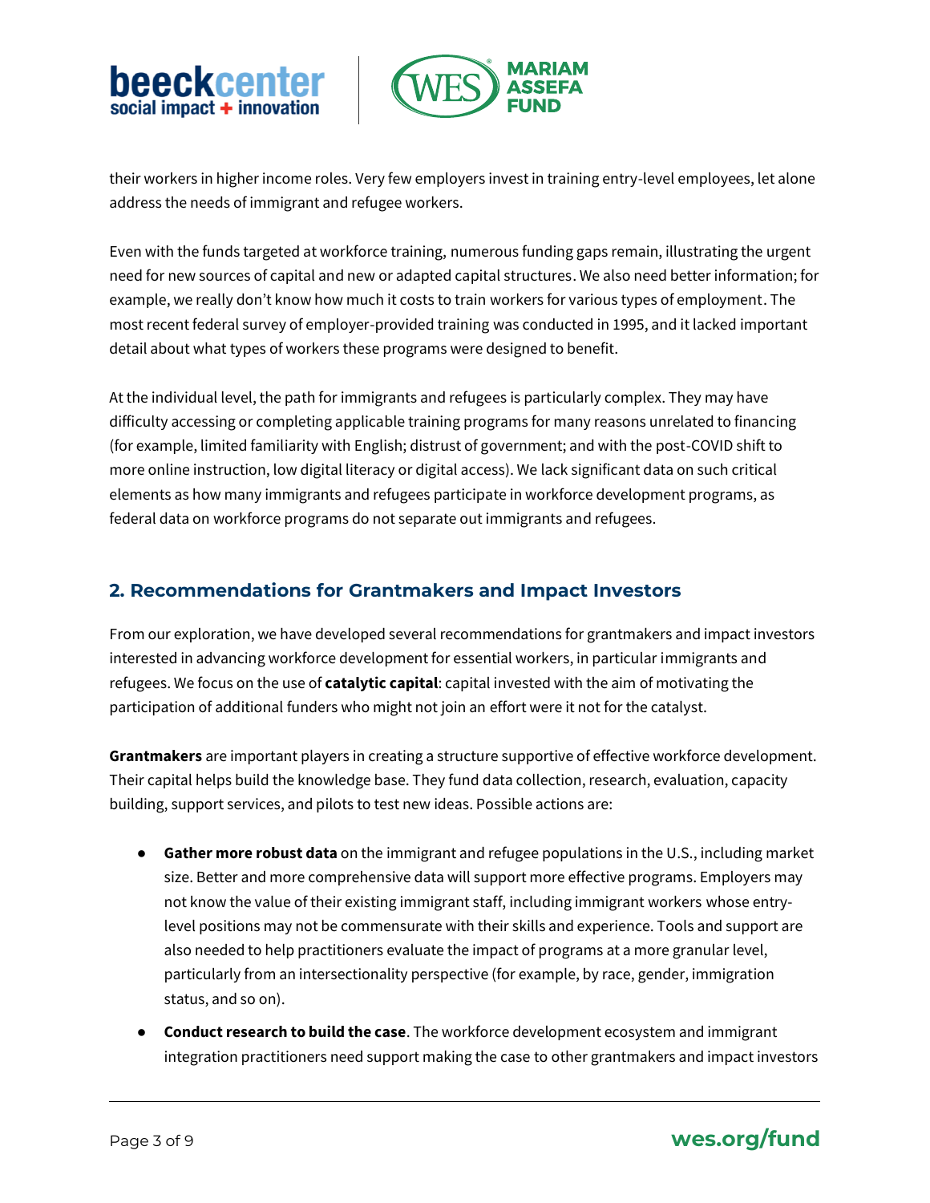their workers in higher income roles. Very few employers invest in training entry-level employees, let alone address the needs of immigrant and refugee workers.

Even with the funds targeted at workforce training, numerous funding gaps remain, illustrating the urgent need for new sources of capital and new or adapted capital structures. We also need better information; for example, we really don't know how much it costs to train workers for various types of employment. The most recent federal survey of employer-provided training was conducted in 1995, and it lacked important detail about what types of workers these programs were designed to benefit.

At the individual level, the path for immigrants and refugees is particularly complex. They may have difficulty accessing or completing applicable training programs for many reasons unrelated to financing (for example, limited familiarity with English; distrust of government; and with the post-COVID shift to more online instruction, low digital literacy or digital access). We lack significant data on such critical elements as how many immigrants and refugees participate in workforce development programs, as federal data on workforce programs do not separate out immigrants and refugees.

## 2. Recommendations for Grantmakers and Impact Investors

From our exploration, we have developed several recommendations for grantmakers and impact investors interested in advancing workforce development for essential workers, in particular immigrants and refugees. We focus on the use of **catalytic capital**: capital invested with the aim of motivating the participation of additional funders who might not join an effort were it not for the catalyst.

**Grantmakers** are important players in creating a structure supportive of effective workforce development. Their capital helps build the knowledge base. They fund data collection, research, evaluation, capacity building, support services, and pilots to test new ideas. Possible actions are:

- **Gather more robust data** on the immigrant and refugee populations in the U.S., including market size. Better and more comprehensive data will support more effective programs. Employers may not know the value of their existing immigrant staff, including immigrant workers whose entry-level positions may not be commensurate with their skills and experience. Tools and support are also needed to help practitioners evaluate the impact of programs at a more granular level, particularly from an intersectionality perspective (for example, by race, gender, immigration status, and so on).
- **Conduct research to build the case**. The workforce development ecosystem and immigrant integration practitioners need support making the case to other grantmakers and impact investors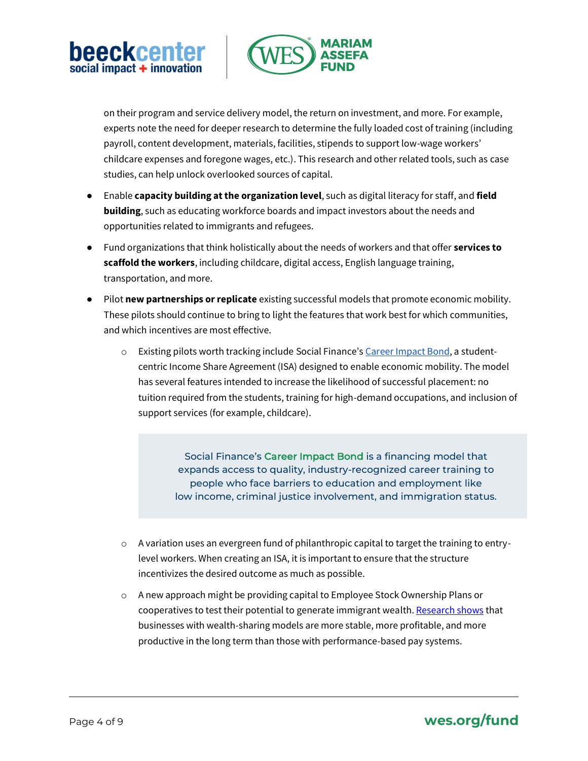on their program and service delivery model, the return on investment, and more. For example, experts note the need for deeper research to determine the fully loaded cost of training (including payroll, content development, materials, facilities, stipends to support low-wage workers' childcare expenses and foregone wages, etc.). This research and other related tools, such as case studies, can help unlock overlooked sources of capital.

- Enable **capacity building at the organization level**, such as digital literacy for staff, and **field building**, such as educating workforce boards and impact investors about the needs and opportunities related to immigrants and refugees.
- Fund organizations that think holistically about the needs of workers and that offer **services to scaffold the workers**, including childcare, digital access, English language training, transportation, and more.
- Pilot **new partnerships or replicate** existing successful models that promote economic mobility. These pilots should continue to bring to light the features that work best for which communities, and which incentives are most effective.
  - Existing pilots worth tracking include Social Finance's Career Impact Bond, a student-centric Income Share Agreement (ISA) designed to enable economic mobility. The model has several features intended to increase the likelihood of successful placement: no tuition required from the students, training for high-demand occupations, and inclusion of support services (for example, childcare).

    > Social Finance's Career Impact Bond is a financing model that expands access to quality, industry-recognized career training to people who face barriers to education and employment like low income, criminal justice involvement, and immigration status.

  - A variation uses an evergreen fund of philanthropic capital to target the training to entry-level workers. When creating an ISA, it is important to ensure that the structure incentivizes the desired outcome as much as possible.
  - A new approach might be providing capital to Employee Stock Ownership Plans or cooperatives to test their potential to generate immigrant wealth. Research shows that businesses with wealth-sharing models are more stable, more profitable, and more productive in the long term than those with performance-based pay systems.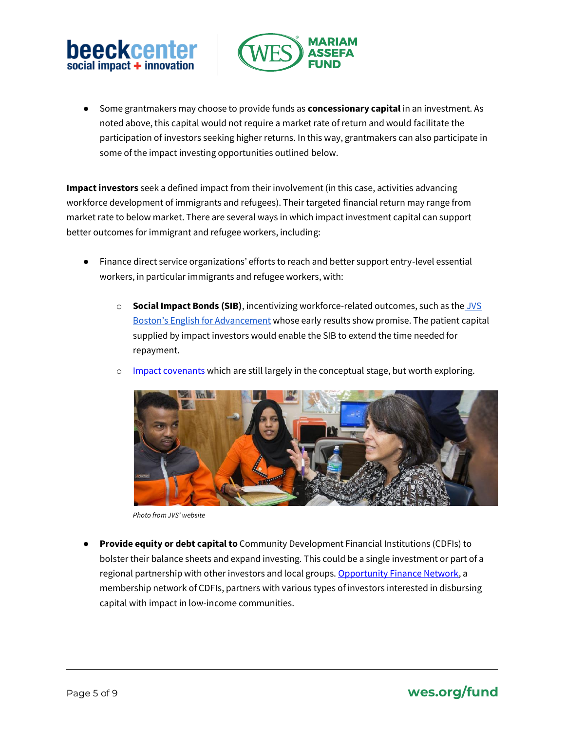- Some grantmakers may choose to provide funds as **concessionary capital** in an investment. As noted above, this capital would not require a market rate of return and would facilitate the participation of investors seeking higher returns. In this way, grantmakers can also participate in some of the impact investing opportunities outlined below.

**Impact investors** seek a defined impact from their involvement (in this case, activities advancing workforce development of immigrants and refugees). Their targeted financial return may range from market rate to below market. There are several ways in which impact investment capital can support better outcomes for immigrant and refugee workers, including:

- Finance direct service organizations' efforts to reach and better support entry-level essential workers, in particular immigrants and refugees workers, with:
  - **Social Impact Bonds (SIB)**, incentivizing workforce-related outcomes, such as the JVS Boston's English for Advancement whose early results show promise. The patient capital supplied by impact investors would enable the SIB to extend the time needed for repayment.
  - Impact covenants which are still largely in the conceptual stage, but worth exploring.

*Photo from JVS' website*

- **Provide equity or debt capital to** Community Development Financial Institutions (CDFIs) to bolster their balance sheets and expand investing. This could be a single investment or part of a regional partnership with other investors and local groups. Opportunity Finance Network, a membership network of CDFIs, partners with various types of investors interested in disbursing capital with impact in low-income communities.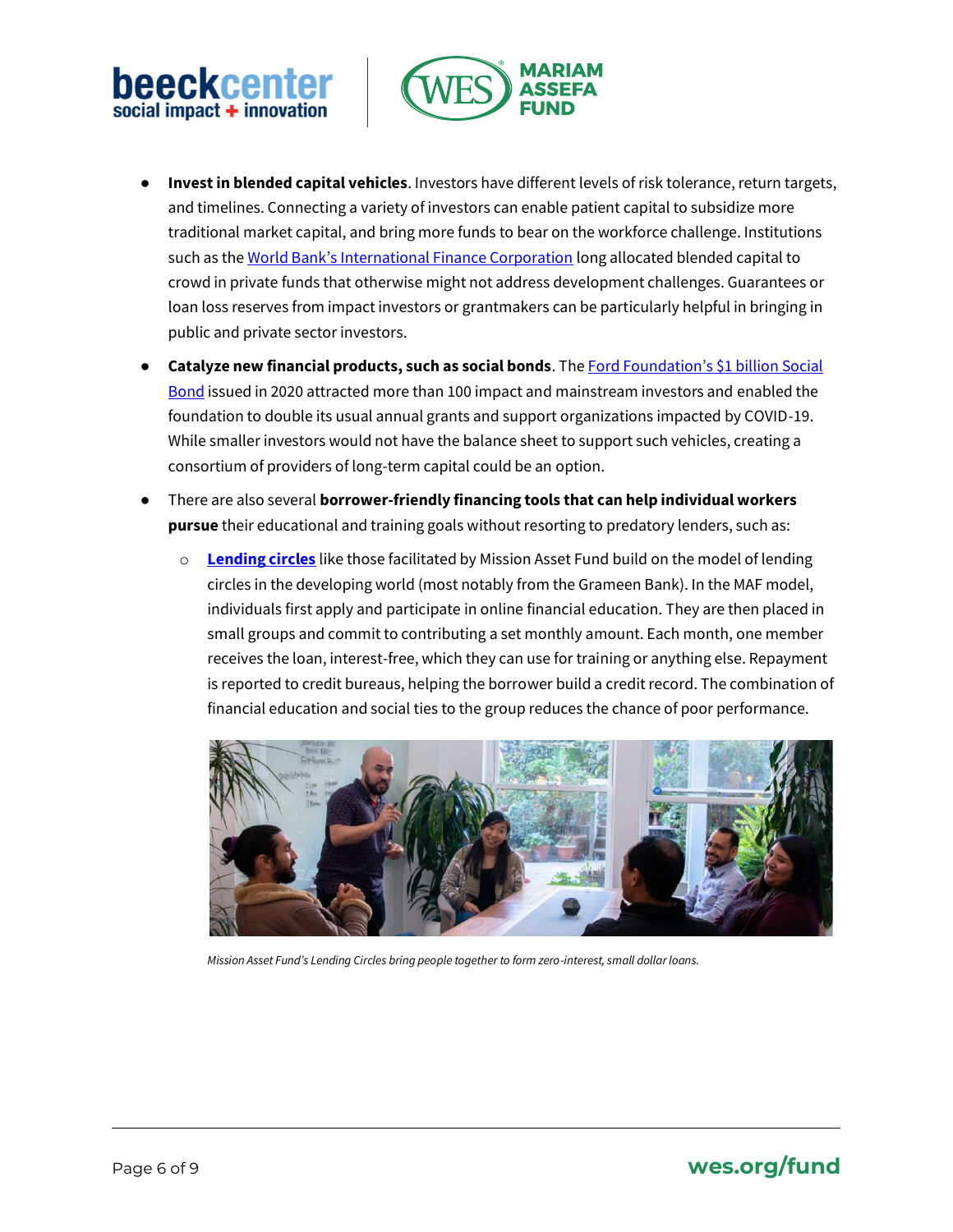- **Invest in blended capital vehicles**. Investors have different levels of risk tolerance, return targets, and timelines. Connecting a variety of investors can enable patient capital to subsidize more traditional market capital, and bring more funds to bear on the workforce challenge. Institutions such as the World Bank's International Finance Corporation long allocated blended capital to crowd in private funds that otherwise might not address development challenges. Guarantees or loan loss reserves from impact investors or grantmakers can be particularly helpful in bringing in public and private sector investors.
- **Catalyze new financial products, such as social bonds**. The Ford Foundation's $1 billion Social Bond issued in 2020 attracted more than 100 impact and mainstream investors and enabled the foundation to double its usual annual grants and support organizations impacted by COVID-19. While smaller investors would not have the balance sheet to support such vehicles, creating a consortium of providers of long-term capital could be an option.
- There are also several **borrower-friendly financing tools that can help individual workers pursue** their educational and training goals without resorting to predatory lenders, such as:
  - **Lending circles** like those facilitated by Mission Asset Fund build on the model of lending circles in the developing world (most notably from the Grameen Bank). In the MAF model, individuals first apply and participate in online financial education. They are then placed in small groups and commit to contributing a set monthly amount. Each month, one member receives the loan, interest-free, which they can use for training or anything else. Repayment is reported to credit bureaus, helping the borrower build a credit record. The combination of financial education and social ties to the group reduces the chance of poor performance.

*Mission Asset Fund's Lending Circles bring people together to form zero-interest, small dollar loans.*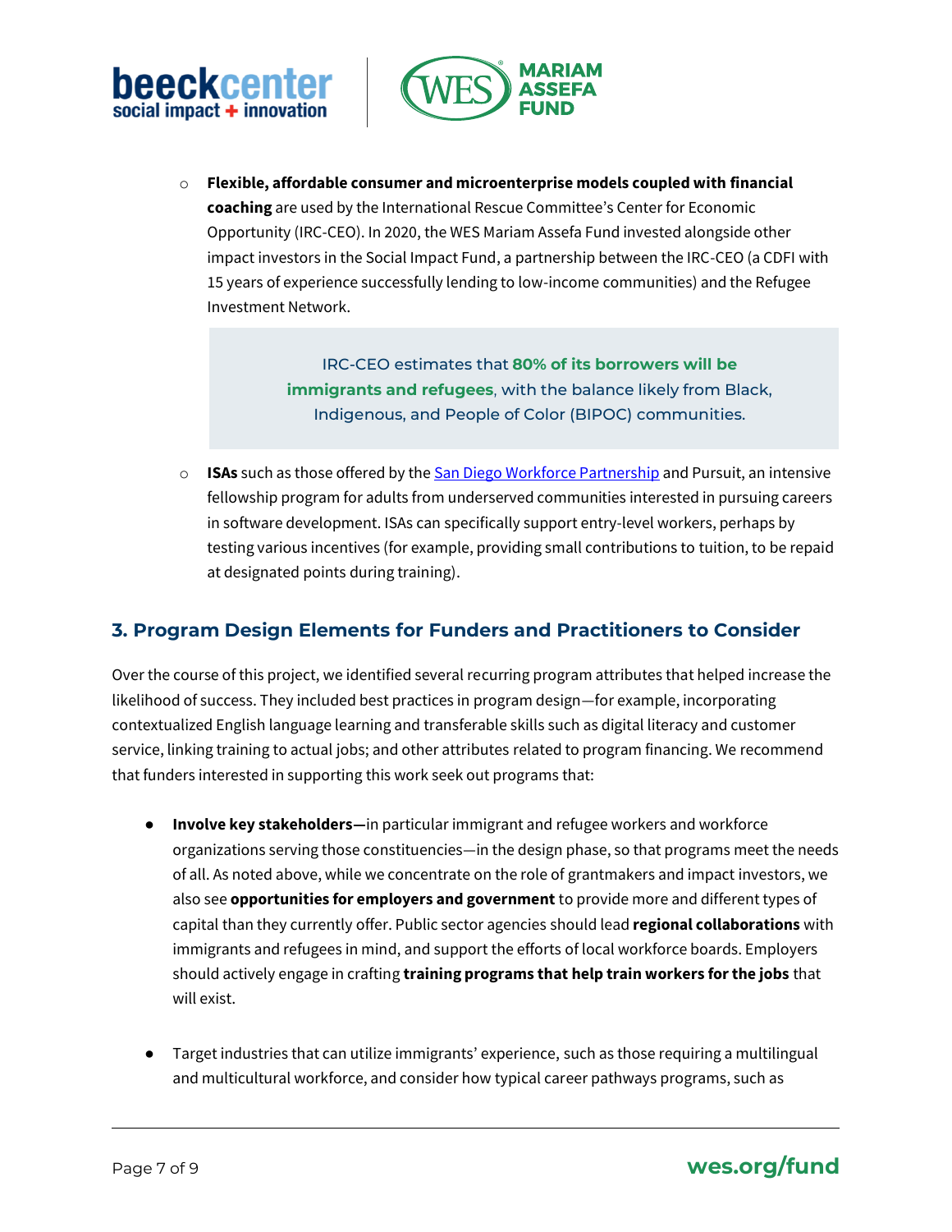- **Flexible, affordable consumer and microenterprise models coupled with financial coaching** are used by the International Rescue Committee's Center for Economic Opportunity (IRC-CEO). In 2020, the WES Mariam Assefa Fund invested alongside other impact investors in the Social Impact Fund, a partnership between the IRC-CEO (a CDFI with 15 years of experience successfully lending to low-income communities) and the Refugee Investment Network.

> IRC-CEO estimates that **80% of its borrowers will be immigrants and refugees**, with the balance likely from Black, Indigenous, and People of Color (BIPOC) communities.

- **ISAs** such as those offered by the San Diego Workforce Partnership and Pursuit, an intensive fellowship program for adults from underserved communities interested in pursuing careers in software development. ISAs can specifically support entry-level workers, perhaps by testing various incentives (for example, providing small contributions to tuition, to be repaid at designated points during training).

## 3. Program Design Elements for Funders and Practitioners to Consider

Over the course of this project, we identified several recurring program attributes that helped increase the likelihood of success. They included best practices in program design—for example, incorporating contextualized English language learning and transferable skills such as digital literacy and customer service, linking training to actual jobs; and other attributes related to program financing. We recommend that funders interested in supporting this work seek out programs that:

- **Involve key stakeholders—**in particular immigrant and refugee workers and workforce organizations serving those constituencies—in the design phase, so that programs meet the needs of all. As noted above, while we concentrate on the role of grantmakers and impact investors, we also see **opportunities for employers and government** to provide more and different types of capital than they currently offer. Public sector agencies should lead **regional collaborations** with immigrants and refugees in mind, and support the efforts of local workforce boards. Employers should actively engage in crafting **training programs that help train workers for the jobs** that will exist.

- Target industries that can utilize immigrants' experience, such as those requiring a multilingual and multicultural workforce, and consider how typical career pathways programs, such as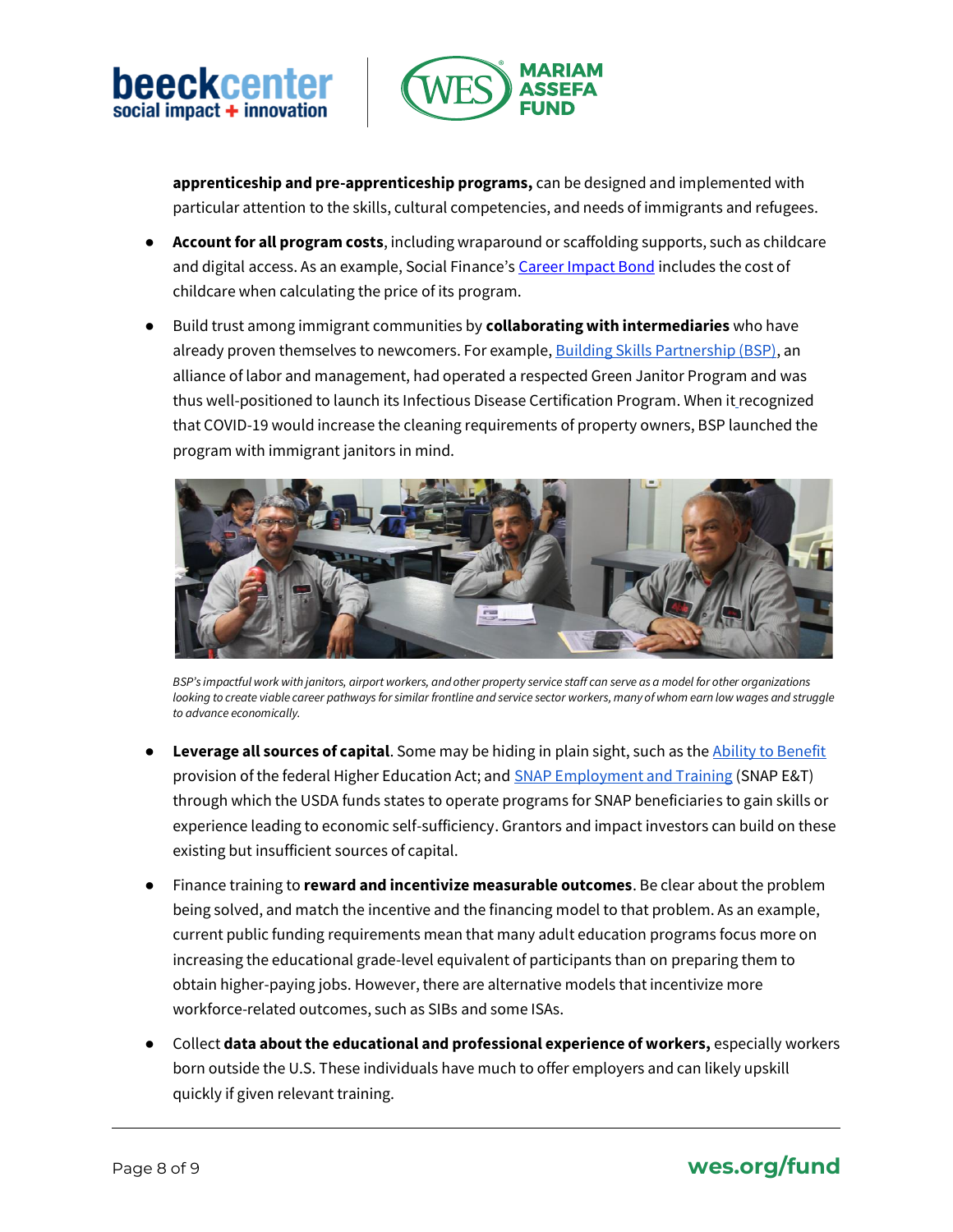**apprenticeship and pre-apprenticeship programs,** can be designed and implemented with particular attention to the skills, cultural competencies, and needs of immigrants and refugees.

- **Account for all program costs**, including wraparound or scaffolding supports, such as childcare and digital access. As an example, Social Finance's Career Impact Bond includes the cost of childcare when calculating the price of its program.
- Build trust among immigrant communities by **collaborating with intermediaries** who have already proven themselves to newcomers. For example, Building Skills Partnership (BSP), an alliance of labor and management, had operated a respected Green Janitor Program and was thus well-positioned to launch its Infectious Disease Certification Program. When it recognized that COVID-19 would increase the cleaning requirements of property owners, BSP launched the program with immigrant janitors in mind.

*BSP's impactful work with janitors, airport workers, and other property service staff can serve as a model for other organizations looking to create viable career pathways for similar frontline and service sector workers, many of whom earn low wages and struggle to advance economically.*

- **Leverage all sources of capital**. Some may be hiding in plain sight, such as the Ability to Benefit provision of the federal Higher Education Act; and SNAP Employment and Training (SNAP E&T) through which the USDA funds states to operate programs for SNAP beneficiaries to gain skills or experience leading to economic self-sufficiency. Grantors and impact investors can build on these existing but insufficient sources of capital.
- Finance training to **reward and incentivize measurable outcomes**. Be clear about the problem being solved, and match the incentive and the financing model to that problem. As an example, current public funding requirements mean that many adult education programs focus more on increasing the educational grade-level equivalent of participants than on preparing them to obtain higher-paying jobs. However, there are alternative models that incentivize more workforce-related outcomes, such as SIBs and some ISAs.
- Collect **data about the educational and professional experience of workers,** especially workers born outside the U.S. These individuals have much to offer employers and can likely upskill quickly if given relevant training.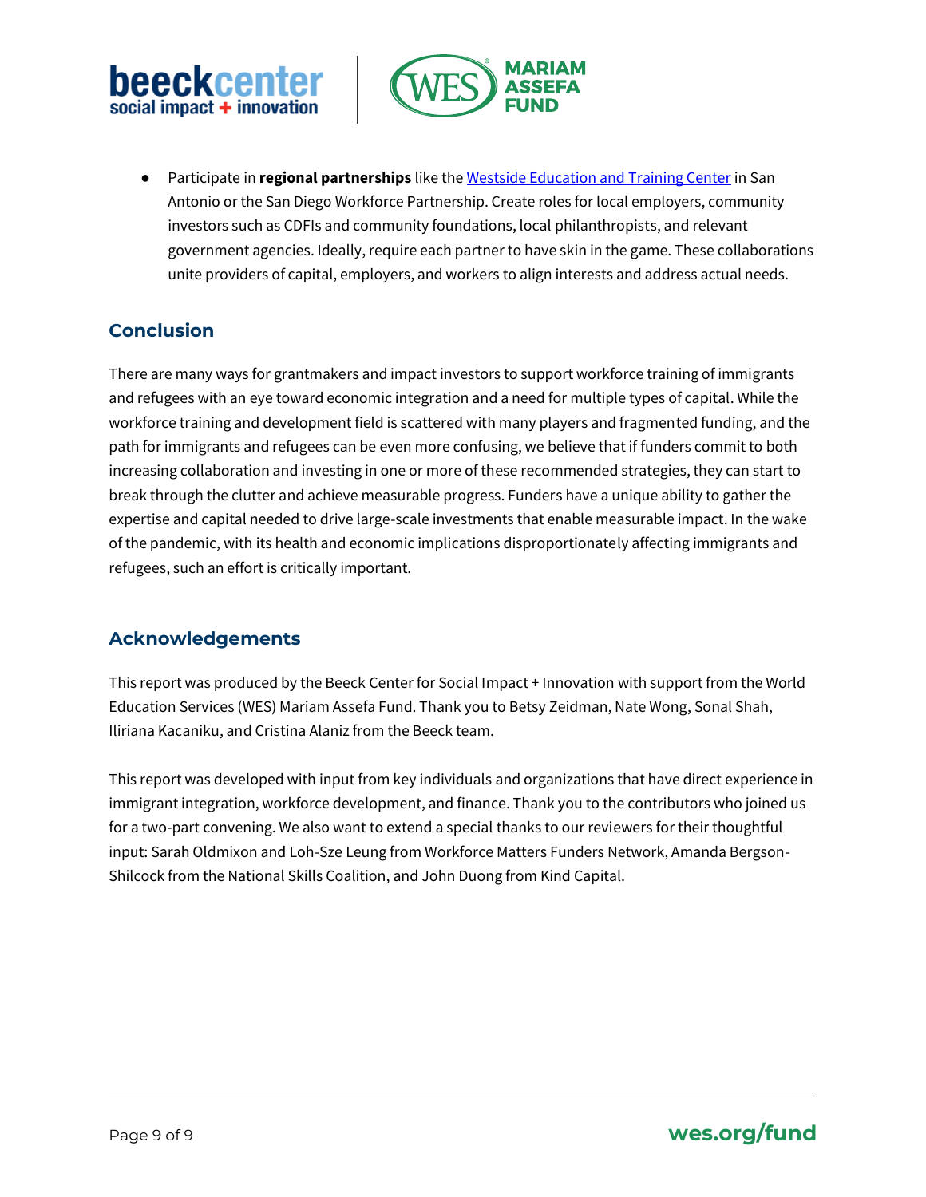- Participate in **regional partnerships** like the [Westside Education and Training Center]() in San Antonio or the San Diego Workforce Partnership. Create roles for local employers, community investors such as CDFIs and community foundations, local philanthropists, and relevant government agencies. Ideally, require each partner to have skin in the game. These collaborations unite providers of capital, employers, and workers to align interests and address actual needs.

## Conclusion

There are many ways for grantmakers and impact investors to support workforce training of immigrants and refugees with an eye toward economic integration and a need for multiple types of capital. While the workforce training and development field is scattered with many players and fragmented funding, and the path for immigrants and refugees can be even more confusing, we believe that if funders commit to both increasing collaboration and investing in one or more of these recommended strategies, they can start to break through the clutter and achieve measurable progress. Funders have a unique ability to gather the expertise and capital needed to drive large-scale investments that enable measurable impact. In the wake of the pandemic, with its health and economic implications disproportionately affecting immigrants and refugees, such an effort is critically important.

## Acknowledgements

This report was produced by the Beeck Center for Social Impact + Innovation with support from the World Education Services (WES) Mariam Assefa Fund. Thank you to Betsy Zeidman, Nate Wong, Sonal Shah, Iliriana Kacaniku, and Cristina Alaniz from the Beeck team.

This report was developed with input from key individuals and organizations that have direct experience in immigrant integration, workforce development, and finance. Thank you to the contributors who joined us for a two-part convening. We also want to extend a special thanks to our reviewers for their thoughtful input: Sarah Oldmixon and Loh-Sze Leung from Workforce Matters Funders Network, Amanda Bergson-Shilcock from the National Skills Coalition, and John Duong from Kind Capital.